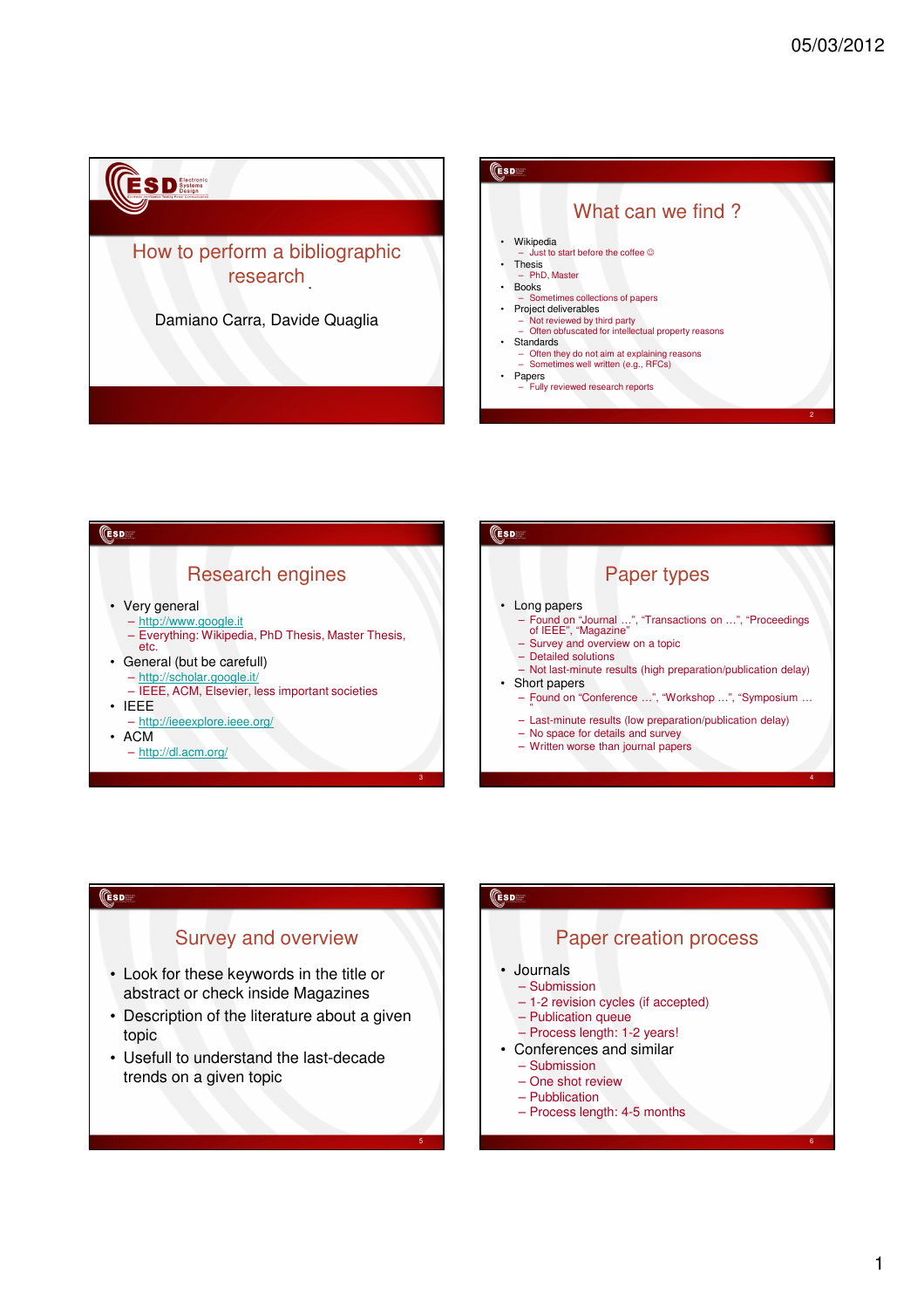# How to perform a bibliographic research

Damiano Carra, Davide Quaglia

## What can we find ?

- Wikipedia
  - Just to start before the coffee ☺
- Thesis
  - PhD, Master
- Books
  - Sometimes collections of papers
- Project deliverables
  - Not reviewed by third party
  - Often obfuscated for intellectual property reasons
- Standards
  - Often they do not aim at explaining reasons
  - Sometimes well written (e.g., RFCs)
- Papers
  - Fully reviewed research reports

## Research engines

- Very general
  - http://www.google.it
  - Everything: Wikipedia, PhD Thesis, Master Thesis, etc.
- General (but be carefull)
  - http://scholar.google.it/
  - IEEE, ACM, Elsevier, less important societies
- IEEE
  - http://ieeexplore.ieee.org/
- ACM
  - http://dl.acm.org/

## Paper types

- Long papers
  - Found on "Journal …", "Transactions on …", "Proceedings of IEEE", "Magazine"
  - Survey and overview on a topic
  - Detailed solutions
  - Not last-minute results (high preparation/publication delay)
- Short papers
  - Found on "Conference …", "Workshop …", "Symposium …"
  - Last-minute results (low preparation/publication delay)
  - No space for details and survey
  - Written worse than journal papers

## Survey and overview

- Look for these keywords in the title or abstract or check inside Magazines
- Description of the literature about a given topic
- Usefull to understand the last-decade trends on a given topic

## Paper creation process

- Journals
  - Submission
  - 1-2 revision cycles (if accepted)
  - Publication queue
  - Process length: 1-2 years!
- Conferences and similar
  - Submission
  - One shot review
  - Pubblication
  - Process length: 4-5 months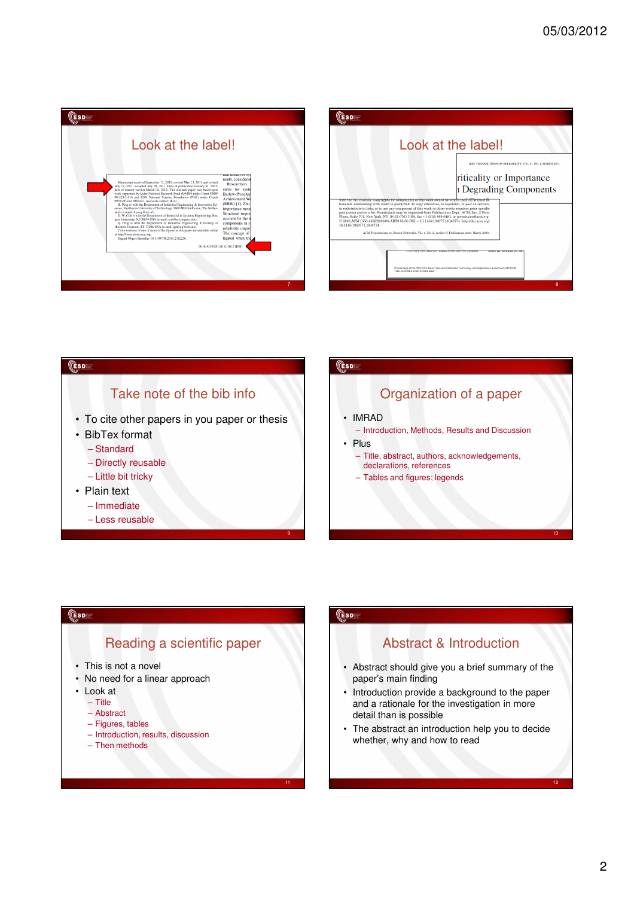## Look at the label!

Manuscript received September 12, 2010; revised May 13, 2011 and revised July 27, 2011; accepted July 28, 2011. Date of publication January 31, 2012; date of current version March 02, 2012. This research paper was based upon work supported by Qatar National Research Fund (QNRF) under Grant NPRP 08-323-2-116 and USA National Science Foundation (NSF) under Grants 0970140 and 0966425. Associate Editor: H. Li.

H. Peng is with the Department of Industrial Engineering & Innovation Sciences, Eindhoven University of Technology, 5600 MB Eindhoven, The Netherlands (e-mail: h.peng@tue.nl).

D. W. Coit is with the Department of Industrial & Systems Engineering, Rutgers University, NJ 08854 USA (e-mail: coit@rci.rutgers.edu).

Q. Feng is with the Department of Industrial Engineering, University of Houston, Houston, TX 77204 USA (e-mail: qmfeng@uh.edu).

Color versions of one or more of the figures in this paper are available online at http://ieeexplore.ieee.org.

Digital Object Identifier 10.1109/TR.2011.2182226

0018-9529/$31.00 © 2012 IEEE

## Look at the label!

IEEE TRANSACTIONS ON RELIABILITY, VOL. 61, NO. 1, MARCH 2012

riticality or Importance

ı Degrading Components

honored. Abstracting with credit is permitted. To copy otherwise, to republish, to post on servers, to redistribute to lists, or to use any component of this work in other works requires prior specific permission and/or a fee. Permissions may be requested from Publications Dept., ACM, Inc., 2 Penn Plaza, Suite 701, New York, NY 10121-0701 USA, fax +1 (212) 869-0481, or permissions@acm.org.
© 2008 ACM 1550-4859/2008/03-ART8 $5.00 DOI = 10.1145/1340771.1340774 http://doi.acm.org/10.1145/1340771.1340774

ACM Transactions on Sensor Networks, Vol. 4, No. 2, Article 8, Publication date: March 2008.

Proceedings of the 10th IEEE Real-Time and Embedded Technology and Applications Symposium (RTAS'04)
1080-1812/04 $ 20.00 © 2004 IEEE

## Take note of the bib info

- To cite other papers in you paper or thesis
- BibTex format
  - Standard
  - Directly reusable
  - Little bit tricky
- Plain text
  - Immediate
  - Less reusable

## Organization of a paper

- IMRAD
  - Introduction, Methods, Results and Discussion
- Plus
  - Title, abstract, authors, acknowledgements, declarations, references
  - Tables and figures; legends

## Reading a scientific paper

- This is not a novel
- No need for a linear approach
- Look at
  - Title
  - Abstract
  - Figures, tables
  - Introduction, results, discussion
  - Then methods

## Abstract & Introduction

- Abstract should give you a brief summary of the paper's main finding
- Introduction provide a background to the paper and a rationale for the investigation in more detail than is possible
- The abstract an introduction help you to decide whether, why and how to read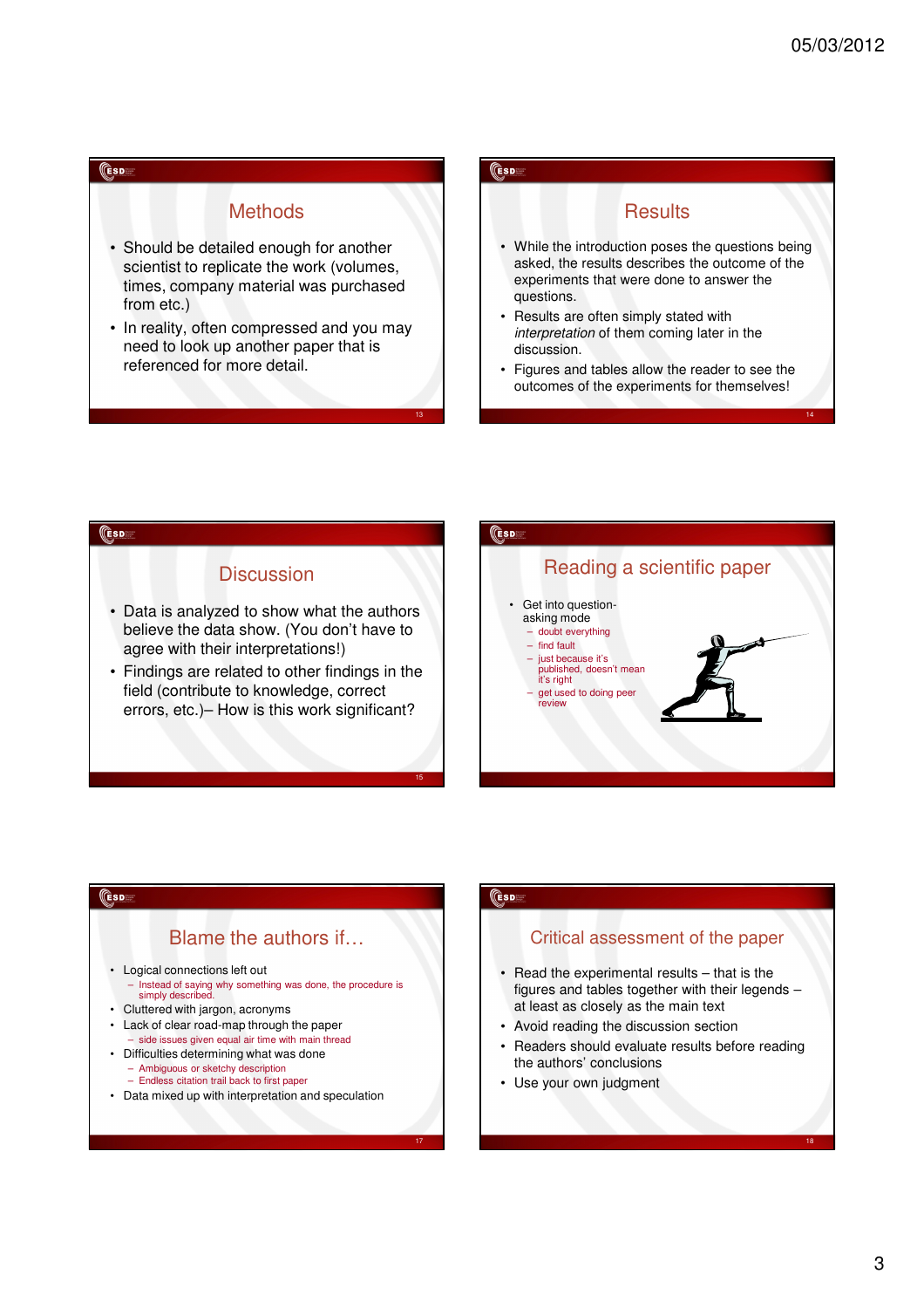## Methods

- Should be detailed enough for another scientist to replicate the work (volumes, times, company material was purchased from etc.)
- In reality, often compressed and you may need to look up another paper that is referenced for more detail.

## Results

- While the introduction poses the questions being asked, the results describes the outcome of the experiments that were done to answer the questions.
- Results are often simply stated with *interpretation* of them coming later in the discussion.
- Figures and tables allow the reader to see the outcomes of the experiments for themselves!

## Discussion

- Data is analyzed to show what the authors believe the data show. (You don't have to agree with their interpretations!)
- Findings are related to other findings in the field (contribute to knowledge, correct errors, etc.)– How is this work significant?

## Reading a scientific paper

- Get into question-asking mode
  - doubt everything
  - find fault
  - just because it's published, doesn't mean it's right
  - get used to doing peer review

## Blame the authors if…

- Logical connections left out
  - Instead of saying why something was done, the procedure is simply described.
- Cluttered with jargon, acronyms
- Lack of clear road-map through the paper
  - side issues given equal air time with main thread
- Difficulties determining what was done
  - Ambiguous or sketchy description
  - Endless citation trail back to first paper
- Data mixed up with interpretation and speculation

## Critical assessment of the paper

- Read the experimental results – that is the figures and tables together with their legends – at least as closely as the main text
- Avoid reading the discussion section
- Readers should evaluate results before reading the authors' conclusions
- Use your own judgment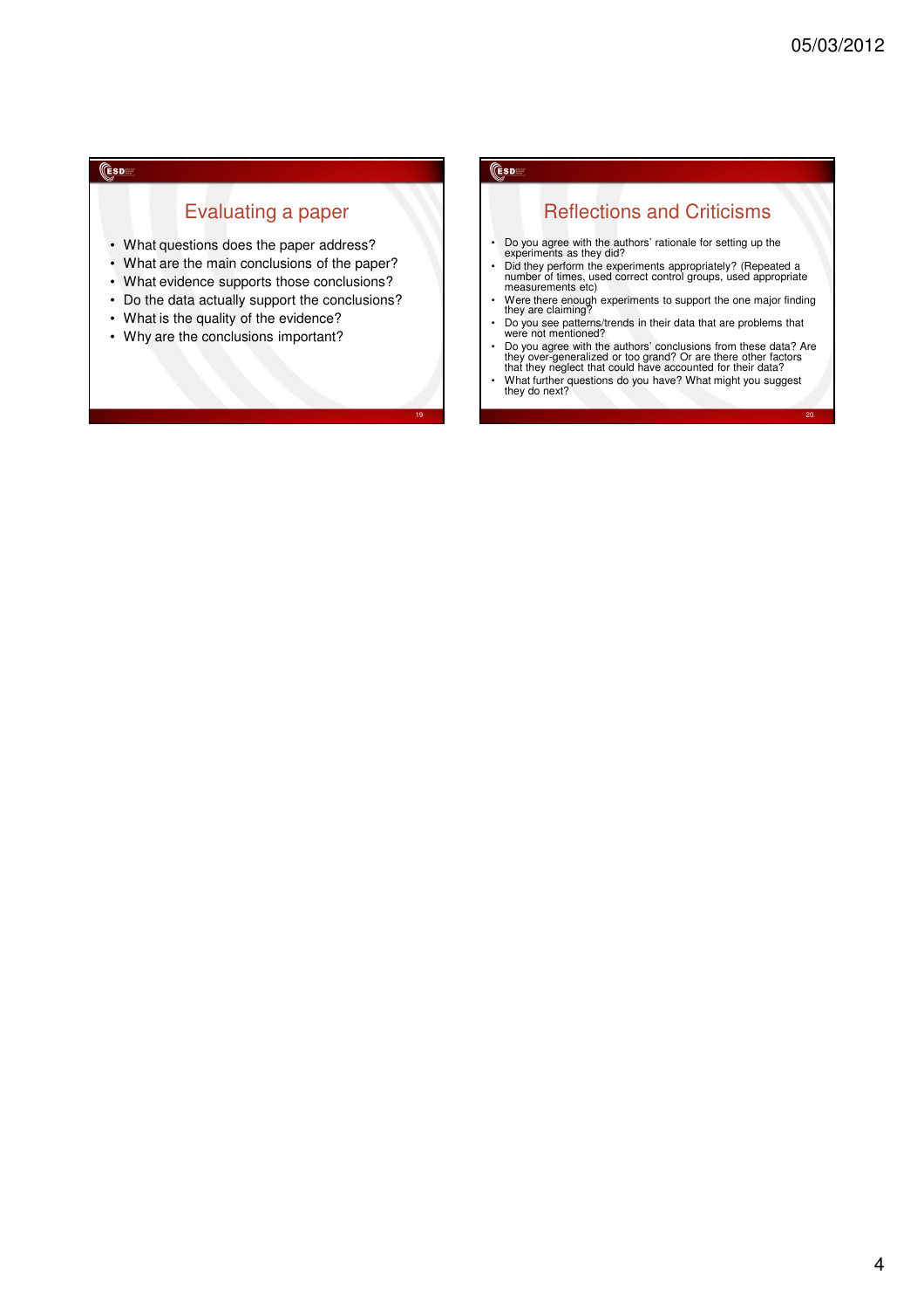## Evaluating a paper

- What questions does the paper address?
- What are the main conclusions of the paper?
- What evidence supports those conclusions?
- Do the data actually support the conclusions?
- What is the quality of the evidence?
- Why are the conclusions important?

## Reflections and Criticisms

- Do you agree with the authors' rationale for setting up the experiments as they did?
- Did they perform the experiments appropriately? (Repeated a number of times, used correct control groups, used appropriate measurements etc)
- Were there enough experiments to support the one major finding they are claiming?
- Do you see patterns/trends in their data that are problems that were not mentioned?
- Do you agree with the authors' conclusions from these data? Are they over-generalized or too grand? Or are there other factors that they neglect that could have accounted for their data?
- What further questions do you have? What might you suggest they do next?